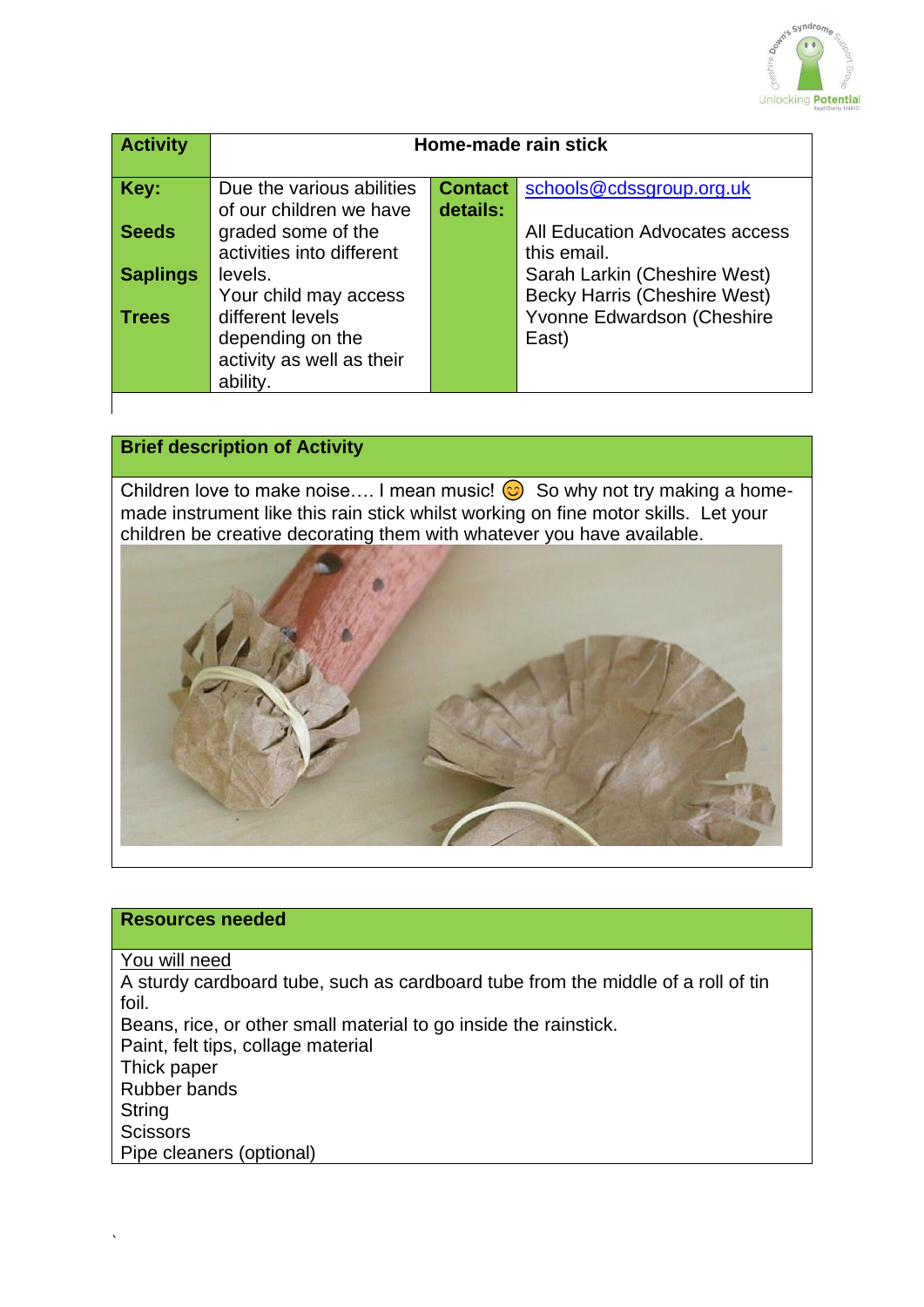| Activity | Home-made rain stick | | |
| --- | --- | --- | --- |
| **Key:**<br><br>**Seeds**<br><br>**Saplings**<br><br>**Trees** | Due the various abilities of our children we have graded some of the activities into different levels.<br>Your child may access different levels depending on the activity as well as their ability. | **Contact details:** | schools@cdssgroup.org.uk<br><br>All Education Advocates access this email.<br>Sarah Larkin (Cheshire West)<br>Becky Harris (Cheshire West)<br>Yvonne Edwardson (Cheshire East) |

## Brief description of Activity

Children love to make noise…. I mean music! 😊 So why not try making a home-made instrument like this rain stick whilst working on fine motor skills. Let your children be creative decorating them with whatever you have available.

## Resources needed

You will need

A sturdy cardboard tube, such as cardboard tube from the middle of a roll of tin foil.
Beans, rice, or other small material to go inside the rainstick.
Paint, felt tips, collage material
Thick paper
Rubber bands
String
Scissors
Pipe cleaners (optional)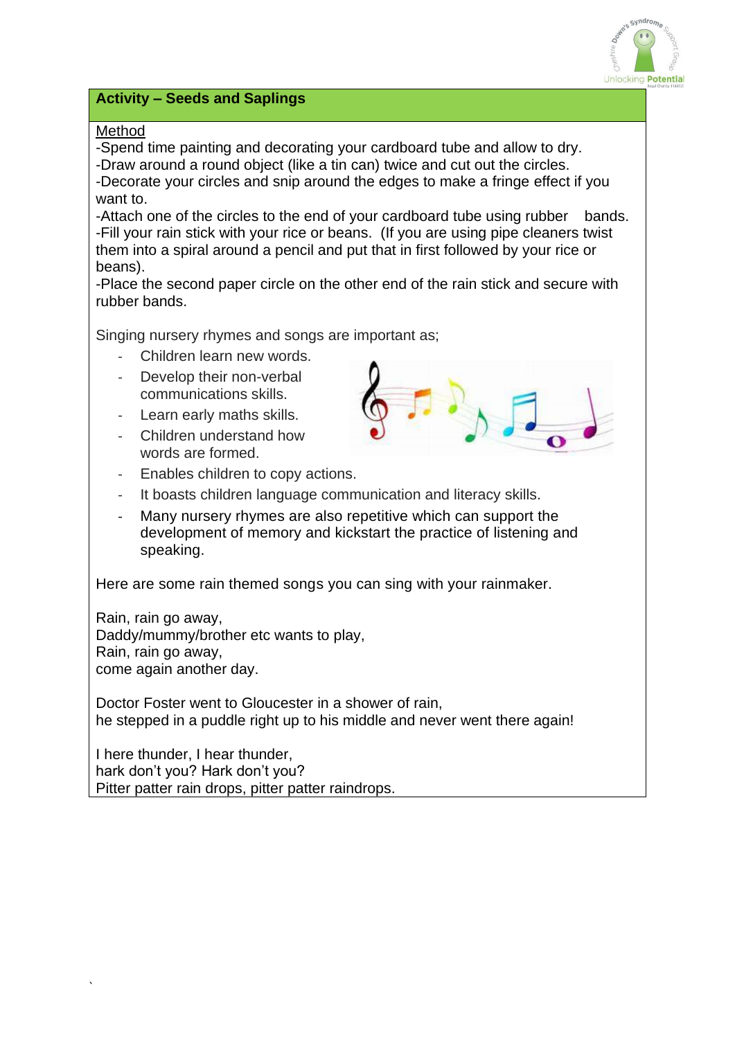## Activity – Seeds and Saplings

<u>Method</u>

-Spend time painting and decorating your cardboard tube and allow to dry.
-Draw around a round object (like a tin can) twice and cut out the circles.
-Decorate your circles and snip around the edges to make a fringe effect if you want to.
-Attach one of the circles to the end of your cardboard tube using rubber bands.
-Fill your rain stick with your rice or beans. (If you are using pipe cleaners twist them into a spiral around a pencil and put that in first followed by your rice or beans).
-Place the second paper circle on the other end of the rain stick and secure with rubber bands.

Singing nursery rhymes and songs are important as;

- Children learn new words.
- Develop their non-verbal communications skills.
- Learn early maths skills.
- Children understand how words are formed.
- Enables children to copy actions.
- It boasts children language communication and literacy skills.
- Many nursery rhymes are also repetitive which can support the development of memory and kickstart the practice of listening and speaking.

Here are some rain themed songs you can sing with your rainmaker.

Rain, rain go away,
Daddy/mummy/brother etc wants to play,
Rain, rain go away,
come again another day.

Doctor Foster went to Gloucester in a shower of rain,
he stepped in a puddle right up to his middle and never went there again!

I here thunder, I hear thunder,
hark don't you? Hark don't you?
Pitter patter rain drops, pitter patter raindrops.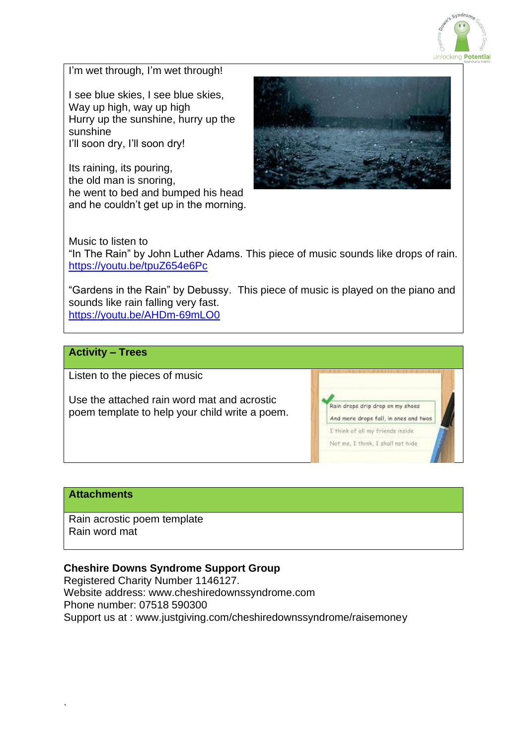I'm wet through, I'm wet through!

I see blue skies, I see blue skies,
Way up high, way up high
Hurry up the sunshine, hurry up the sunshine
I'll soon dry, I'll soon dry!

Its raining, its pouring,
the old man is snoring,
he went to bed and bumped his head
and he couldn't get up in the morning.

Music to listen to
"In The Rain" by John Luther Adams. This piece of music sounds like drops of rain.
https://youtu.be/tpuZ654e6Pc

"Gardens in the Rain" by Debussy. This piece of music is played on the piano and sounds like rain falling very fast.
https://youtu.be/AHDm-69mLO0

## Activity – Trees

Listen to the pieces of music

Use the attached rain word mat and acrostic poem template to help your child write a poem.

## Attachments

Rain acrostic poem template
Rain word mat

**Cheshire Downs Syndrome Support Group**
Registered Charity Number 1146127.
Website address: www.cheshiredownssyndrome.com
Phone number: 07518 590300
Support us at : www.justgiving.com/cheshiredownssyndrome/raisemoney